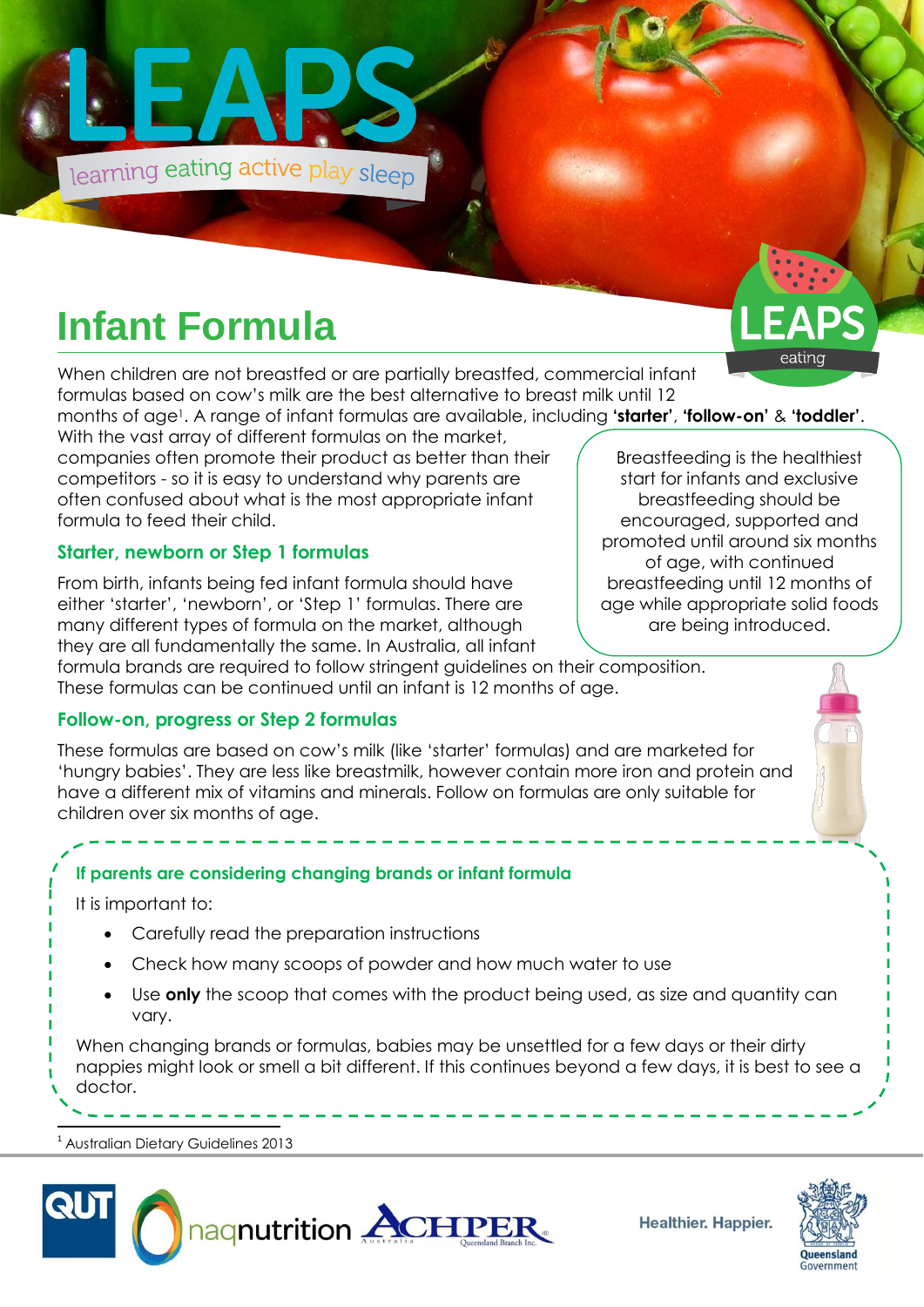# LEAPS

learning eating active play sleep

## Infant Formula

When children are not breastfed or are partially breastfed, commercial infant formulas based on cow's milk are the best alternative to breast milk until 12 months of age[1]. A range of infant formulas are available, including **'starter'**, **'follow-on'** & **'toddler'**. With the vast array of different formulas on the market, companies often promote their product as better than their competitors - so it is easy to understand why parents are often confused about what is the most appropriate infant formula to feed their child.

> Breastfeeding is the healthiest start for infants and exclusive breastfeeding should be encouraged, supported and promoted until around six months of age, with continued breastfeeding until 12 months of age while appropriate solid foods are being introduced.

### Starter, newborn or Step 1 formulas

From birth, infants being fed infant formula should have either 'starter', 'newborn', or 'Step 1' formulas. There are many different types of formula on the market, although they are all fundamentally the same. In Australia, all infant formula brands are required to follow stringent guidelines on their composition. These formulas can be continued until an infant is 12 months of age.

### Follow-on, progress or Step 2 formulas

These formulas are based on cow's milk (like 'starter' formulas) and are marketed for 'hungry babies'. They are less like breastmilk, however contain more iron and protein and have a different mix of vitamins and minerals. Follow on formulas are only suitable for children over six months of age.

### If parents are considering changing brands or infant formula

It is important to:

- Carefully read the preparation instructions
- Check how many scoops of powder and how much water to use
- Use **only** the scoop that comes with the product being used, as size and quantity can vary.

When changing brands or formulas, babies may be unsettled for a few days or their dirty nappies might look or smell a bit different. If this continues beyond a few days, it is best to see a doctor.

[1] Australian Dietary Guidelines 2013

Healthier. Happier.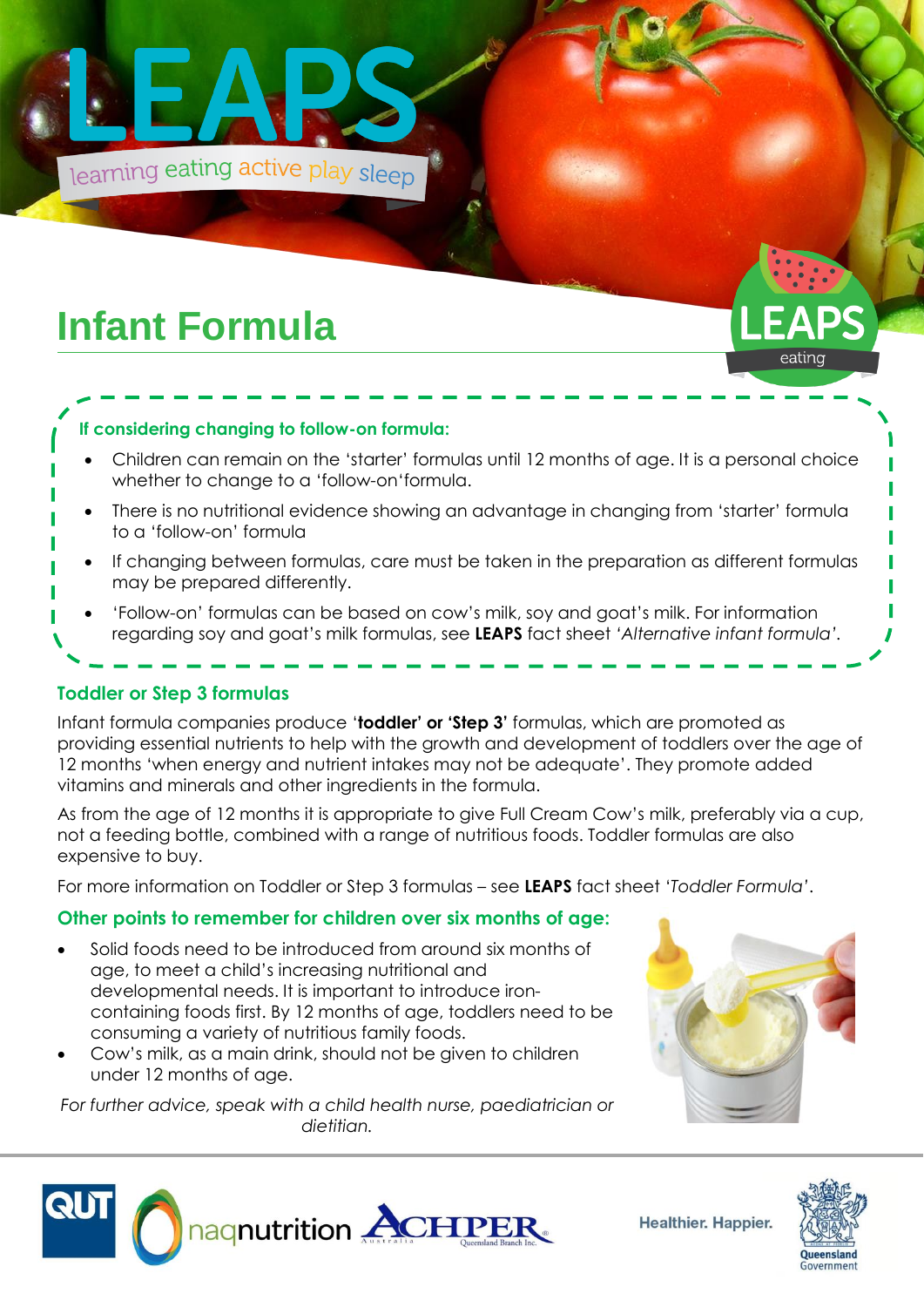# Infant Formula

**If considering changing to follow-on formula:**

- Children can remain on the 'starter' formulas until 12 months of age. It is a personal choice whether to change to a 'follow-on'formula.
- There is no nutritional evidence showing an advantage in changing from 'starter' formula to a 'follow-on' formula
- If changing between formulas, care must be taken in the preparation as different formulas may be prepared differently.
- 'Follow-on' formulas can be based on cow's milk, soy and goat's milk. For information regarding soy and goat's milk formulas, see **LEAPS** fact sheet *'Alternative infant formula'*.

## Toddler or Step 3 formulas

Infant formula companies produce '**toddler' or 'Step 3'** formulas, which are promoted as providing essential nutrients to help with the growth and development of toddlers over the age of 12 months 'when energy and nutrient intakes may not be adequate'. They promote added vitamins and minerals and other ingredients in the formula.

As from the age of 12 months it is appropriate to give Full Cream Cow's milk, preferably via a cup, not a feeding bottle, combined with a range of nutritious foods. Toddler formulas are also expensive to buy.

For more information on Toddler or Step 3 formulas – see **LEAPS** fact sheet '*Toddler Formula*'.

## Other points to remember for children over six months of age:

- Solid foods need to be introduced from around six months of age, to meet a child's increasing nutritional and developmental needs. It is important to introduce iron-containing foods first. By 12 months of age, toddlers need to be consuming a variety of nutritious family foods.
- Cow's milk, as a main drink, should not be given to children under 12 months of age.

*For further advice, speak with a child health nurse, paediatrician or dietitian.*

Healthier. Happier.